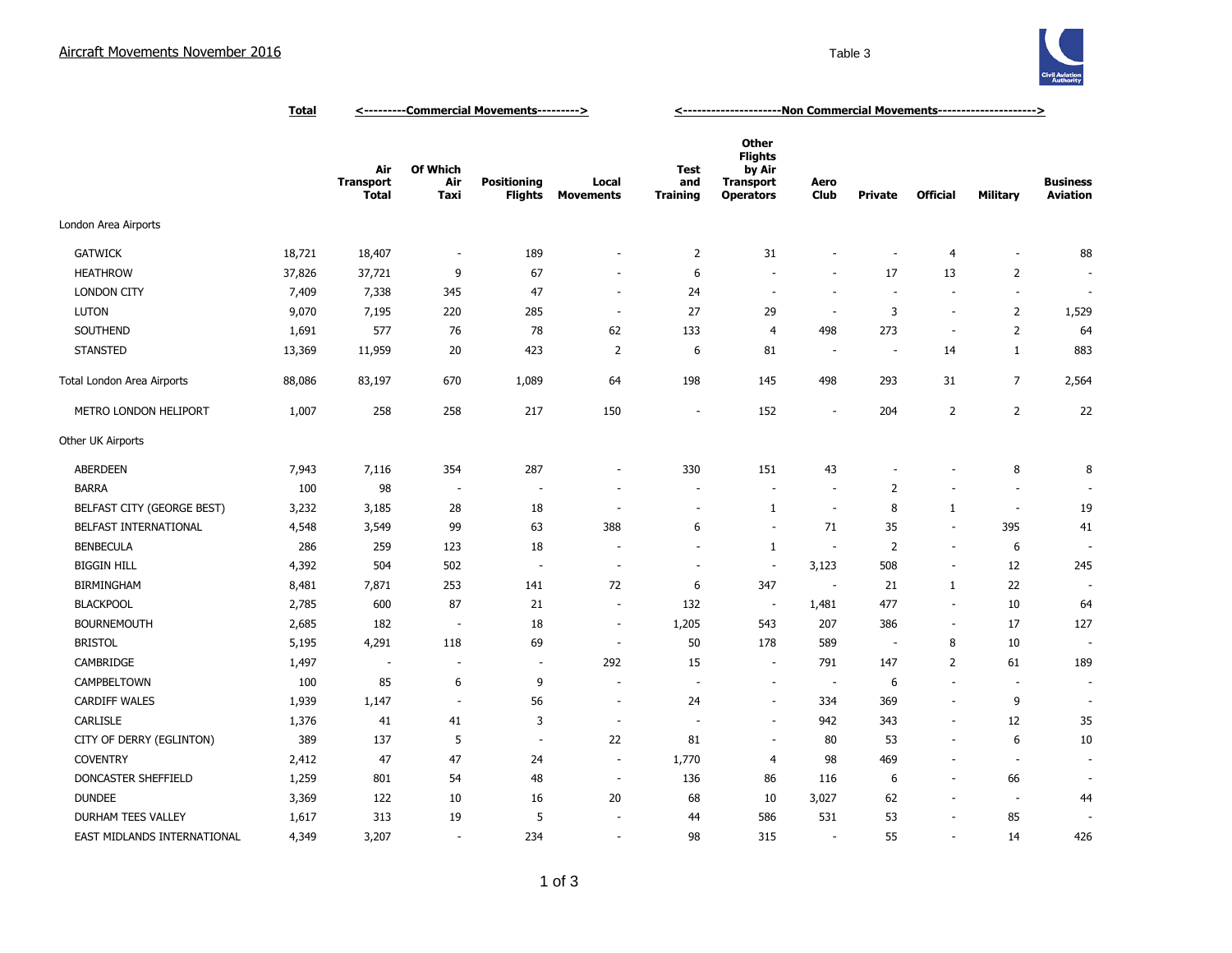# Aircraft Movements November 2016

Table 3

| | Total | <---------Commercial Movements---------> | | | | <--------------------Non Commercial Movements--------------------> | | | | | | |
|---|---|---|---|---|---|---|---|---|---|---|---|---|
| | | Air Transport Total | Of Which Air Taxi | Positioning Flights | Local Movements | Test and Training | Other Flights by Air Transport Operators | Aero Club | Private | Official | Military | Business Aviation |
| London Area Airports | | | | | | | | | | | | |
| GATWICK | 18,721 | 18,407 | - | 189 | - | 2 | 31 | - | - | 4 | - | 88 |
| HEATHROW | 37,826 | 37,721 | 9 | 67 | - | 6 | - | - | 17 | 13 | 2 | - |
| LONDON CITY | 7,409 | 7,338 | 345 | 47 | - | 24 | - | - | - | - | - | - |
| LUTON | 9,070 | 7,195 | 220 | 285 | - | 27 | 29 | - | 3 | - | 2 | 1,529 |
| SOUTHEND | 1,691 | 577 | 76 | 78 | 62 | 133 | 4 | 498 | 273 | - | 2 | 64 |
| STANSTED | 13,369 | 11,959 | 20 | 423 | 2 | 6 | 81 | - | - | 14 | 1 | 883 |
| Total London Area Airports | 88,086 | 83,197 | 670 | 1,089 | 64 | 198 | 145 | 498 | 293 | 31 | 7 | 2,564 |
| METRO LONDON HELIPORT | 1,007 | 258 | 258 | 217 | 150 | - | 152 | - | 204 | 2 | 2 | 22 |
| Other UK Airports | | | | | | | | | | | | |
| ABERDEEN | 7,943 | 7,116 | 354 | 287 | - | 330 | 151 | 43 | - | - | 8 | 8 |
| BARRA | 100 | 98 | - | - | - | - | - | - | 2 | - | - | - |
| BELFAST CITY (GEORGE BEST) | 3,232 | 3,185 | 28 | 18 | - | - | 1 | - | 8 | 1 | - | 19 |
| BELFAST INTERNATIONAL | 4,548 | 3,549 | 99 | 63 | 388 | 6 | - | 71 | 35 | - | 395 | 41 |
| BENBECULA | 286 | 259 | 123 | 18 | - | - | 1 | - | 2 | - | 6 | - |
| BIGGIN HILL | 4,392 | 504 | 502 | - | - | - | - | 3,123 | 508 | - | 12 | 245 |
| BIRMINGHAM | 8,481 | 7,871 | 253 | 141 | 72 | 6 | 347 | - | 21 | 1 | 22 | - |
| BLACKPOOL | 2,785 | 600 | 87 | 21 | - | 132 | - | 1,481 | 477 | - | 10 | 64 |
| BOURNEMOUTH | 2,685 | 182 | - | 18 | - | 1,205 | 543 | 207 | 386 | - | 17 | 127 |
| BRISTOL | 5,195 | 4,291 | 118 | 69 | - | 50 | 178 | 589 | - | 8 | 10 | - |
| CAMBRIDGE | 1,497 | - | - | - | 292 | 15 | - | 791 | 147 | 2 | 61 | 189 |
| CAMPBELTOWN | 100 | 85 | 6 | 9 | - | - | - | - | 6 | - | - | - |
| CARDIFF WALES | 1,939 | 1,147 | - | 56 | - | 24 | - | 334 | 369 | - | 9 | - |
| CARLISLE | 1,376 | 41 | 41 | 3 | - | - | - | 942 | 343 | - | 12 | 35 |
| CITY OF DERRY (EGLINTON) | 389 | 137 | 5 | - | 22 | 81 | - | 80 | 53 | - | 6 | 10 |
| COVENTRY | 2,412 | 47 | 47 | 24 | - | 1,770 | 4 | 98 | 469 | - | - | - |
| DONCASTER SHEFFIELD | 1,259 | 801 | 54 | 48 | - | 136 | 86 | 116 | 6 | - | 66 | - |
| DUNDEE | 3,369 | 122 | 10 | 16 | 20 | 68 | 10 | 3,027 | 62 | - | - | 44 |
| DURHAM TEES VALLEY | 1,617 | 313 | 19 | 5 | - | 44 | 586 | 531 | 53 | - | 85 | - |
| EAST MIDLANDS INTERNATIONAL | 4,349 | 3,207 | - | 234 | - | 98 | 315 | - | 55 | - | 14 | 426 |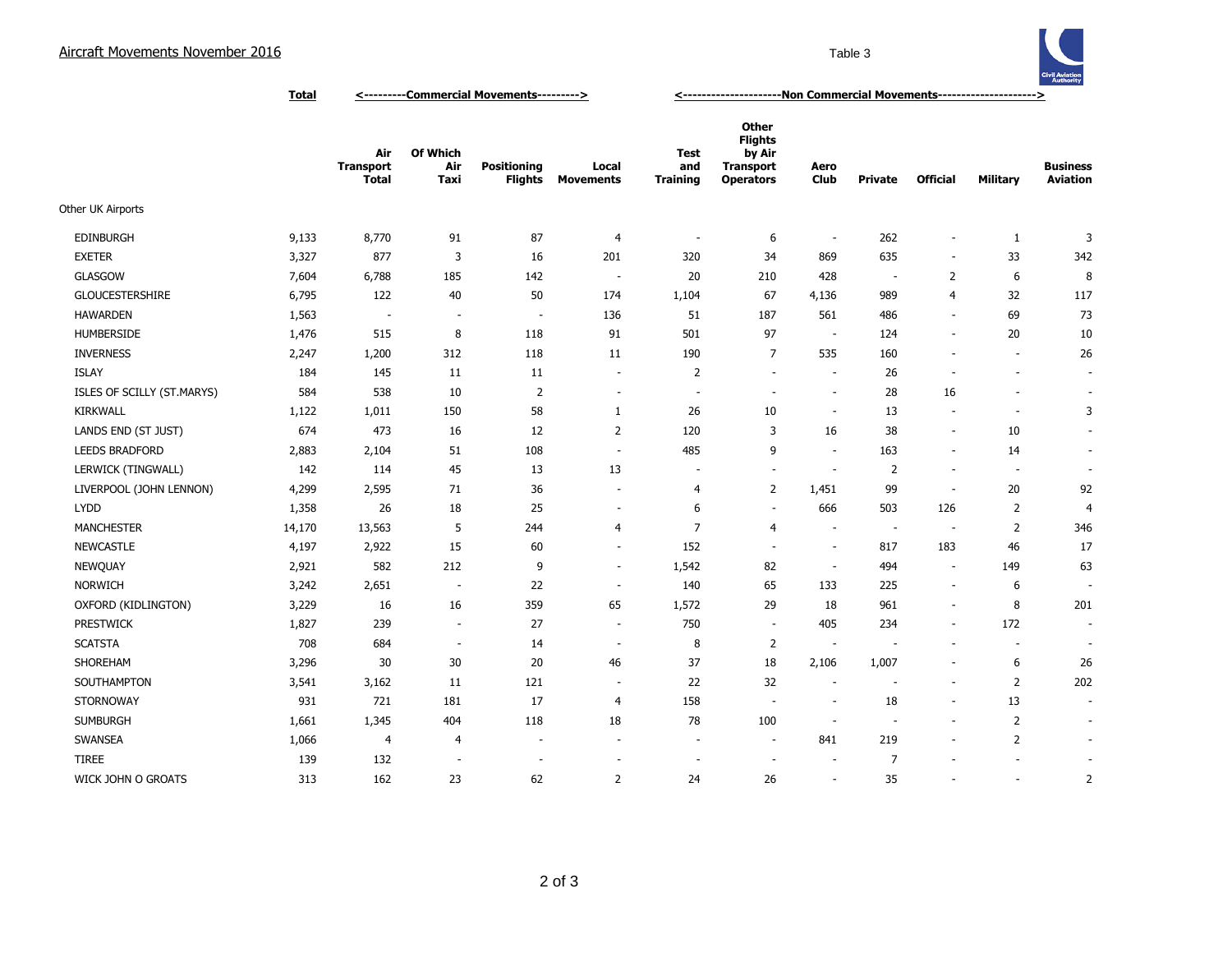## Aircraft Movements November 2016

Table 3

| | Total | <---------Commercial Movements---------> | | | | <---------------------Non Commercial Movements---------------------> | | | | | | |
|---|---|---|---|---|---|---|---|---|---|---|---|---|
| | | Air Transport Total | Of Which Air Taxi | Positioning Flights | Local Movements | Test and Training | Other Flights by Air Transport Operators | Aero Club | Private | Official | Military | Business Aviation |
| Other UK Airports | | | | | | | | | | | | |
| EDINBURGH | 9,133 | 8,770 | 91 | 87 | 4 | - | 6 | - | 262 | - | 1 | 3 |
| EXETER | 3,327 | 877 | 3 | 16 | 201 | 320 | 34 | 869 | 635 | - | 33 | 342 |
| GLASGOW | 7,604 | 6,788 | 185 | 142 | - | 20 | 210 | 428 | - | 2 | 6 | 8 |
| GLOUCESTERSHIRE | 6,795 | 122 | 40 | 50 | 174 | 1,104 | 67 | 4,136 | 989 | 4 | 32 | 117 |
| HAWARDEN | 1,563 | - | - | - | 136 | 51 | 187 | 561 | 486 | - | 69 | 73 |
| HUMBERSIDE | 1,476 | 515 | 8 | 118 | 91 | 501 | 97 | - | 124 | - | 20 | 10 |
| INVERNESS | 2,247 | 1,200 | 312 | 118 | 11 | 190 | 7 | 535 | 160 | - | - | 26 |
| ISLAY | 184 | 145 | 11 | 11 | - | 2 | - | - | 26 | - | - | - |
| ISLES OF SCILLY (ST.MARYS) | 584 | 538 | 10 | 2 | - | - | - | - | 28 | 16 | - | - |
| KIRKWALL | 1,122 | 1,011 | 150 | 58 | 1 | 26 | 10 | - | 13 | - | - | 3 |
| LANDS END (ST JUST) | 674 | 473 | 16 | 12 | 2 | 120 | 3 | 16 | 38 | - | 10 | - |
| LEEDS BRADFORD | 2,883 | 2,104 | 51 | 108 | - | 485 | 9 | - | 163 | - | 14 | - |
| LERWICK (TINGWALL) | 142 | 114 | 45 | 13 | 13 | - | - | - | 2 | - | - | - |
| LIVERPOOL (JOHN LENNON) | 4,299 | 2,595 | 71 | 36 | - | 4 | 2 | 1,451 | 99 | - | 20 | 92 |
| LYDD | 1,358 | 26 | 18 | 25 | - | 6 | - | 666 | 503 | 126 | 2 | 4 |
| MANCHESTER | 14,170 | 13,563 | 5 | 244 | 4 | 7 | 4 | - | - | - | 2 | 346 |
| NEWCASTLE | 4,197 | 2,922 | 15 | 60 | - | 152 | - | - | 817 | 183 | 46 | 17 |
| NEWQUAY | 2,921 | 582 | 212 | 9 | - | 1,542 | 82 | - | 494 | - | 149 | 63 |
| NORWICH | 3,242 | 2,651 | - | 22 | - | 140 | 65 | 133 | 225 | - | 6 | - |
| OXFORD (KIDLINGTON) | 3,229 | 16 | 16 | 359 | 65 | 1,572 | 29 | 18 | 961 | - | 8 | 201 |
| PRESTWICK | 1,827 | 239 | - | 27 | - | 750 | - | 405 | 234 | - | 172 | - |
| SCATSTA | 708 | 684 | - | 14 | - | 8 | 2 | - | - | - | - | - |
| SHOREHAM | 3,296 | 30 | 30 | 20 | 46 | 37 | 18 | 2,106 | 1,007 | - | 6 | 26 |
| SOUTHAMPTON | 3,541 | 3,162 | 11 | 121 | - | 22 | 32 | - | - | - | 2 | 202 |
| STORNOWAY | 931 | 721 | 181 | 17 | 4 | 158 | - | - | 18 | - | 13 | - |
| SUMBURGH | 1,661 | 1,345 | 404 | 118 | 18 | 78 | 100 | - | - | - | 2 | - |
| SWANSEA | 1,066 | 4 | 4 | - | - | - | - | 841 | 219 | - | 2 | - |
| TIREE | 139 | 132 | - | - | - | - | - | - | 7 | - | - | - |
| WICK JOHN O GROATS | 313 | 162 | 23 | 62 | 2 | 24 | 26 | - | 35 | - | - | 2 |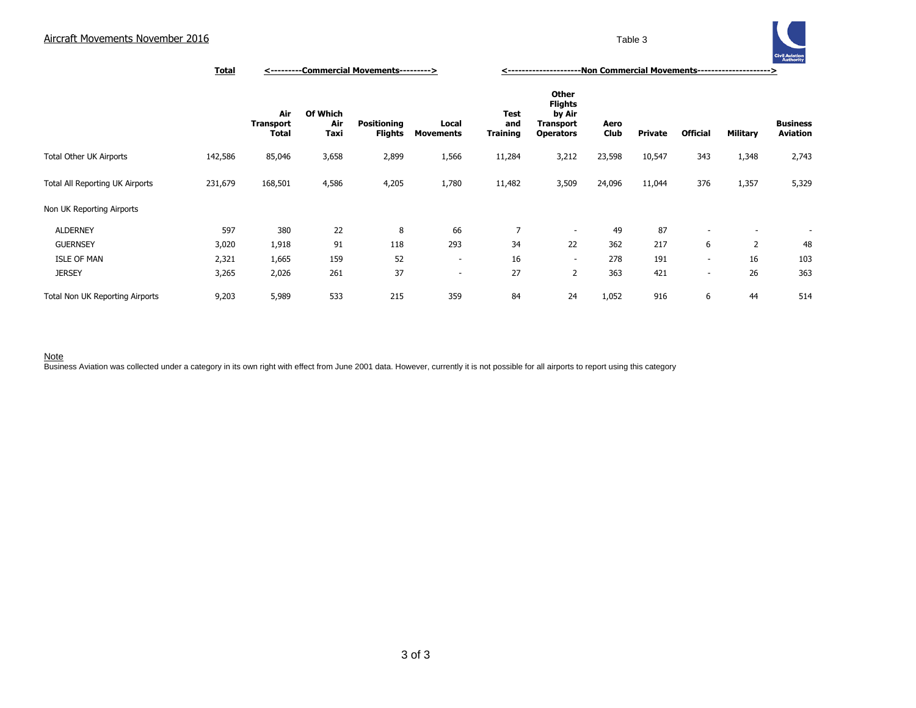Aircraft Movements November 2016

Table 3

| | Total | Commercial Movements | | | | Non Commercial Movements | | | | | | |
|---|---|---|---|---|---|---|---|---|---|---|---|---|
| | | Air Transport Total | Of Which Air Taxi | Positioning Flights | Local Movements | Test and Training | Other Flights by Air Transport Operators | Aero Club | Private | Official | Military | Business Aviation |
| Total Other UK Airports | 142,586 | 85,046 | 3,658 | 2,899 | 1,566 | 11,284 | 3,212 | 23,598 | 10,547 | 343 | 1,348 | 2,743 |
| Total All Reporting UK Airports | 231,679 | 168,501 | 4,586 | 4,205 | 1,780 | 11,482 | 3,509 | 24,096 | 11,044 | 376 | 1,357 | 5,329 |
| Non UK Reporting Airports | | | | | | | | | | | | |
| ALDERNEY | 597 | 380 | 22 | 8 | 66 | 7 | - | 49 | 87 | - | - | - |
| GUERNSEY | 3,020 | 1,918 | 91 | 118 | 293 | 34 | 22 | 362 | 217 | 6 | 2 | 48 |
| ISLE OF MAN | 2,321 | 1,665 | 159 | 52 | - | 16 | - | 278 | 191 | - | 16 | 103 |
| JERSEY | 3,265 | 2,026 | 261 | 37 | - | 27 | 2 | 363 | 421 | - | 26 | 363 |
| Total Non UK Reporting Airports | 9,203 | 5,989 | 533 | 215 | 359 | 84 | 24 | 1,052 | 916 | 6 | 44 | 514 |

Note

Business Aviation was collected under a category in its own right with effect from June 2001 data. However, currently it is not possible for all airports to report using this category